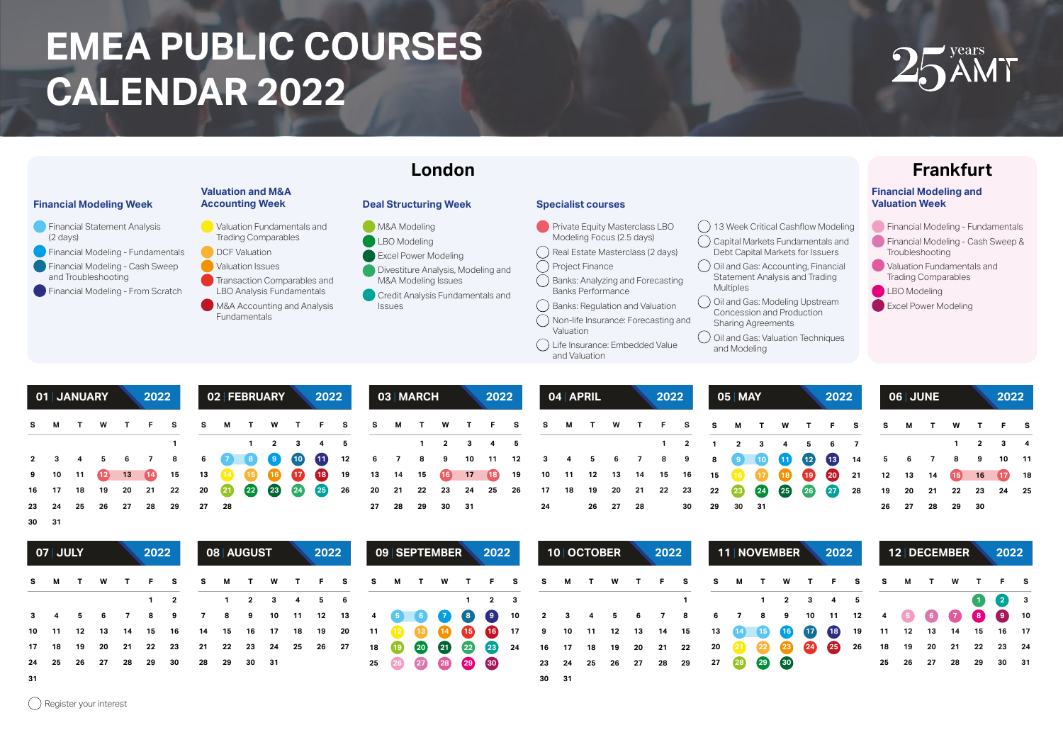# EMEA PUBLIC COURSES CALENDAR 2022

25 years AMT

## London

### Financial Modeling Week

- Financial Statement Analysis (2 days)
- Financial Modeling - Fundamentals
- Financial Modeling - Cash Sweep and Troubleshooting
- Financial Modeling - From Scratch

### Valuation and M&A Accounting Week

- Valuation Fundamentals and Trading Comparables
- DCF Valuation
- Valuation Issues
- Transaction Comparables and LBO Analysis Fundamentals
- M&A Accounting and Analysis Fundamentals

### Deal Structuring Week

- M&A Modeling
- LBO Modeling
- Excel Power Modeling
- Divestiture Analysis, Modeling and M&A Modeling Issues
- Credit Analysis Fundamentals and Issues

### Specialist courses

- Private Equity Masterclass LBO Modeling Focus (2.5 days)
- Real Estate Masterclass (2 days)
- Project Finance
- Banks: Analyzing and Forecasting Banks Performance
- Banks: Regulation and Valuation
- Non-life Insurance: Forecasting and Valuation
- Life Insurance: Embedded Value and Valuation
- 13 Week Critical Cashflow Modeling
- Capital Markets Fundamentals and Debt Capital Markets for Issuers
- Oil and Gas: Accounting, Financial Statement Analysis and Trading Multiples
- Oil and Gas: Modeling Upstream Concession and Production Sharing Agreements
- Oil and Gas: Valuation Techniques and Modeling

## Frankfurt

### Financial Modeling and Valuation Week

- Financial Modeling - Fundamentals
- Financial Modeling - Cash Sweep & Troubleshooting
- Valuation Fundamentals and Trading Comparables
- LBO Modeling
- Excel Power Modeling

## 01 | JANUARY 2022

| S | M | T | W | T | F | S |
|---|---|---|---|---|---|---|
| | | | | | | 1 |
| 2 | 3 | 4 | 5 | 6 | 7 | 8 |
| 9 | 10 | 11 | 12 | 13 | 14 | 15 |
| 16 | 17 | 18 | 19 | 20 | 21 | 22 |
| 23 | 24 | 25 | 26 | 27 | 28 | 29 |
| 30 | 31 | | | | | |

## 02 | FEBRUARY 2022

| S | M | T | W | T | F | S |
|---|---|---|---|---|---|---|
| | | 1 | 2 | 3 | 4 | 5 |
| 6 | 7 | 8 | 9 | 10 | 11 | 12 |
| 13 | 14 | 15 | 16 | 17 | 18 | 19 |
| 20 | 21 | 22 | 23 | 24 | 25 | 26 |
| 27 | 28 | | | | | |

## 03 | MARCH 2022

| S | M | T | W | T | F | S |
|---|---|---|---|---|---|---|
| | | 1 | 2 | 3 | 4 | 5 |
| 6 | 7 | 8 | 9 | 10 | 11 | 12 |
| 13 | 14 | 15 | 16 | 17 | 18 | 19 |
| 20 | 21 | 22 | 23 | 24 | 25 | 26 |
| 27 | 28 | 29 | 30 | 31 | | |

## 04 | APRIL 2022

| S | M | T | W | T | F | S |
|---|---|---|---|---|---|---|
| | | | | | 1 | 2 |
| 3 | 4 | 5 | 6 | 7 | 8 | 9 |
| 10 | 11 | 12 | 13 | 14 | 15 | 16 |
| 17 | 18 | 19 | 20 | 21 | 22 | 23 |
| 24 | | 26 | 27 | 28 | | 30 |

## 05 | MAY 2022

| S | M | T | W | T | F | S |
|---|---|---|---|---|---|---|
| 1 | 2 | 3 | 4 | 5 | 6 | 7 |
| 8 | 9 | 10 | 11 | 12 | 13 | 14 |
| 15 | 16 | 17 | 18 | 19 | 20 | 21 |
| 22 | 23 | 24 | 25 | 26 | 27 | 28 |
| 29 | 30 | 31 | | | | |

## 06 | JUNE 2022

| S | M | T | W | T | F | S |
|---|---|---|---|---|---|---|
| | | | 1 | 2 | 3 | 4 |
| 5 | 6 | 7 | 8 | 9 | 10 | 11 |
| 12 | 13 | 14 | 15 | 16 | 17 | 18 |
| 19 | 20 | 21 | 22 | 23 | 24 | 25 |
| 26 | 27 | 28 | 29 | 30 | | |

## 07 | JULY 2022

| S | M | T | W | T | F | S |
|---|---|---|---|---|---|---|
| | | | | | 1 | 2 |
| 3 | 4 | 5 | 6 | 7 | 8 | 9 |
| 10 | 11 | 12 | 13 | 14 | 15 | 16 |
| 17 | 18 | 19 | 20 | 21 | 22 | 23 |
| 24 | 25 | 26 | 27 | 28 | 29 | 30 |
| 31 | | | | | | |

## 08 | AUGUST 2022

| S | M | T | W | T | F | S |
|---|---|---|---|---|---|---|
| | 1 | 2 | 3 | 4 | 5 | 6 |
| 7 | 8 | 9 | 10 | 11 | 12 | 13 |
| 14 | 15 | 16 | 17 | 18 | 19 | 20 |
| 21 | 22 | 23 | 24 | 25 | 26 | 27 |
| 28 | 29 | 30 | 31 | | | |

## 09 | SEPTEMBER 2022

| S | M | T | W | T | F | S |
|---|---|---|---|---|---|---|
| | | | | 1 | 2 | 3 |
| 4 | 5 | 6 | 7 | 8 | 9 | 10 |
| 11 | 12 | 13 | 14 | 15 | 16 | 17 |
| 18 | 19 | 20 | 21 | 22 | 23 | 24 |
| 25 | 26 | 27 | 28 | 29 | 30 | |

## 10 | OCTOBER 2022

| S | M | T | W | T | F | S |
|---|---|---|---|---|---|---|
| | | | | | | 1 |
| 2 | 3 | 4 | 5 | 6 | 7 | 8 |
| 9 | 10 | 11 | 12 | 13 | 14 | 15 |
| 16 | 17 | 18 | 19 | 20 | 21 | 22 |
| 23 | 24 | 25 | 26 | 27 | 28 | 29 |
| 30 | 31 | | | | | |

## 11 | NOVEMBER 2022

| S | M | T | W | T | F | S |
|---|---|---|---|---|---|---|
| | | 1 | 2 | 3 | 4 | 5 |
| 6 | 7 | 8 | 9 | 10 | 11 | 12 |
| 13 | 14 | 15 | 16 | 17 | 18 | 19 |
| 20 | 21 | 22 | 23 | 24 | 25 | 26 |
| 27 | 28 | 29 | 30 | | | |

## 12 | DECEMBER 2022

| S | M | T | W | T | F | S |
|---|---|---|---|---|---|---|
| | | | | 1 | 2 | 3 |
| 4 | 5 | 6 | 7 | 8 | 9 | 10 |
| 11 | 12 | 13 | 14 | 15 | 16 | 17 |
| 18 | 19 | 20 | 21 | 22 | 23 | 24 |
| 25 | 26 | 27 | 28 | 29 | 30 | 31 |

Register your interest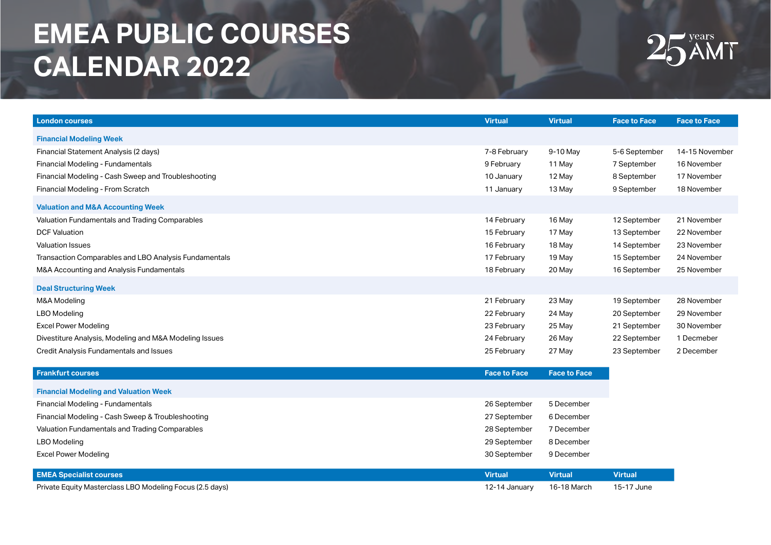# EMEA PUBLIC COURSES CALENDAR 2022

| London courses | Virtual | Virtual | Face to Face | Face to Face |
|---|---|---|---|---|
| **Financial Modeling Week** | | | | |
| Financial Statement Analysis (2 days) | 7-8 February | 9-10 May | 5-6 September | 14-15 November |
| Financial Modeling - Fundamentals | 9 February | 11 May | 7 September | 16 November |
| Financial Modeling - Cash Sweep and Troubleshooting | 10 January | 12 May | 8 September | 17 November |
| Financial Modeling - From Scratch | 11 January | 13 May | 9 September | 18 November |
| **Valuation and M&A Accounting Week** | | | | |
| Valuation Fundamentals and Trading Comparables | 14 February | 16 May | 12 September | 21 November |
| DCF Valuation | 15 February | 17 May | 13 September | 22 November |
| Valuation Issues | 16 February | 18 May | 14 September | 23 November |
| Transaction Comparables and LBO Analysis Fundamentals | 17 February | 19 May | 15 September | 24 November |
| M&A Accounting and Analysis Fundamentals | 18 February | 20 May | 16 September | 25 November |
| **Deal Structuring Week** | | | | |
| M&A Modeling | 21 February | 23 May | 19 September | 28 November |
| LBO Modeling | 22 February | 24 May | 20 September | 29 November |
| Excel Power Modeling | 23 February | 25 May | 21 September | 30 November |
| Divestiture Analysis, Modeling and M&A Modeling Issues | 24 February | 26 May | 22 September | 1 Decmeber |
| Credit Analysis Fundamentals and Issues | 25 February | 27 May | 23 September | 2 December |

| Frankfurt courses | Face to Face | Face to Face |
|---|---|---|
| **Financial Modeling and Valuation Week** | | |
| Financial Modeling - Fundamentals | 26 September | 5 December |
| Financial Modeling - Cash Sweep & Troubleshooting | 27 September | 6 December |
| Valuation Fundamentals and Trading Comparables | 28 September | 7 December |
| LBO Modeling | 29 September | 8 December |
| Excel Power Modeling | 30 September | 9 December |

| EMEA Specialist courses | Virtual | Virtual | Virtual |
|---|---|---|---|
| Private Equity Masterclass LBO Modeling Focus (2.5 days) | 12-14 January | 16-18 March | 15-17 June |